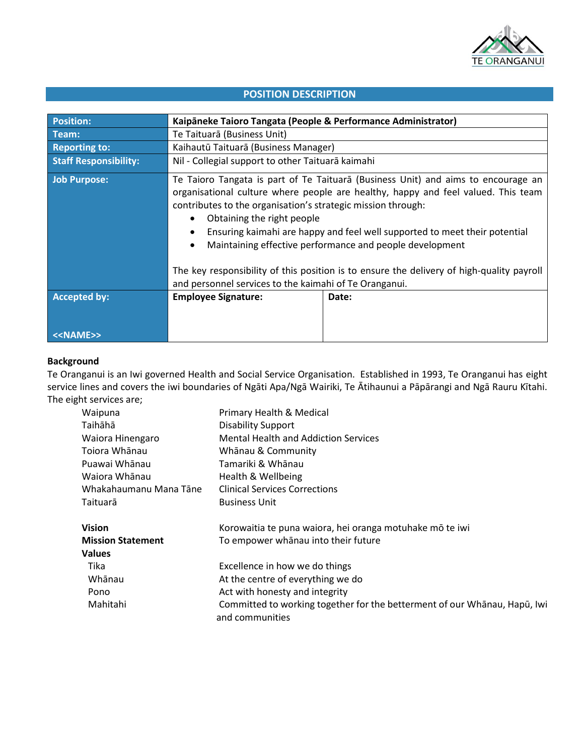TE ORANGANUI

## POSITION DESCRIPTION

| Position: | **Kaipāneke Taioro Tangata (People & Performance Administrator)** | |
|---|---|---|
| Team: | Te Taituarā (Business Unit) | |
| Reporting to: | Kaihautū Taituarā (Business Manager) | |
| Staff Responsibility: | Nil - Collegial support to other Taituarā kaimahi | |
| Job Purpose: | Te Taioro Tangata is part of Te Taituarā (Business Unit) and aims to encourage an organisational culture where people are healthy, happy and feel valued. This team contributes to the organisation's strategic mission through:<br>• Obtaining the right people<br>• Ensuring kaimahi are happy and feel well supported to meet their potential<br>• Maintaining effective performance and people development<br><br>The key responsibility of this position is to ensure the delivery of high-quality payroll and personnel services to the kaimahi of Te Oranganui. | |
| Accepted by:<br><br><<NAME>> | **Employee Signature:** | **Date:** |

**Background**

Te Oranganui is an Iwi governed Health and Social Service Organisation. Established in 1993, Te Oranganui has eight service lines and covers the iwi boundaries of Ngāti Apa/Ngā Wairiki, Te Ātihaunui a Pāpārangi and Ngā Rauru Kītahi. The eight services are;

| | |
|---|---|
| Waipuna | Primary Health & Medical |
| Taihāhā | Disability Support |
| Waiora Hinengaro | Mental Health and Addiction Services |
| Toiora Whānau | Whānau & Community |
| Puawai Whānau | Tamariki & Whānau |
| Waiora Whānau | Health & Wellbeing |
| Whakahaumanu Mana Tāne | Clinical Services Corrections |
| Taituarā | Business Unit |

| | |
|---|---|
| **Vision** | Korowaitia te puna waiora, hei oranga motuhake mō te iwi |
| **Mission Statement** | To empower whānau into their future |
| **Values** | |
| Tika | Excellence in how we do things |
| Whānau | At the centre of everything we do |
| Pono | Act with honesty and integrity |
| Mahitahi | Committed to working together for the betterment of our Whānau, Hapū, Iwi and communities |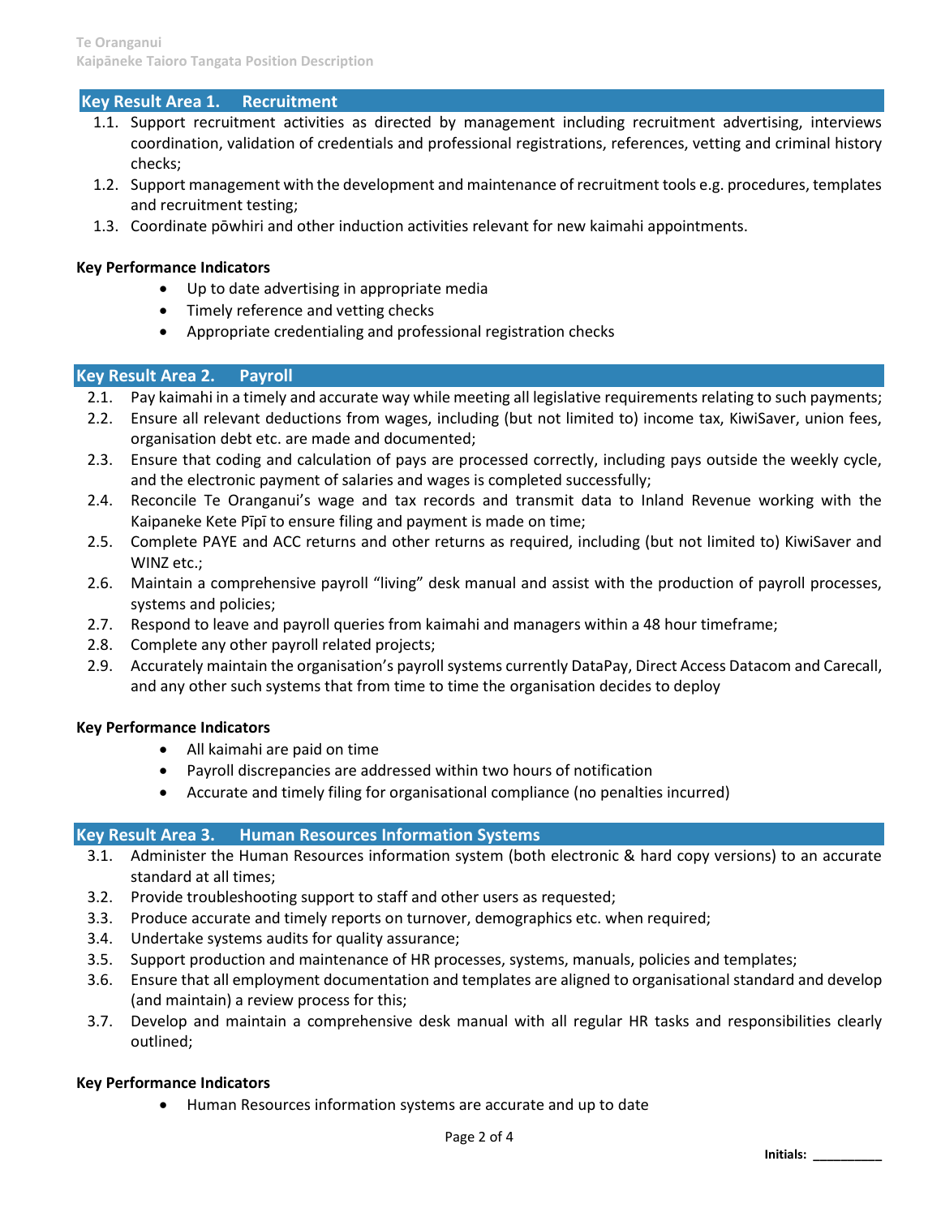## Key Result Area 1. Recruitment

1.1. Support recruitment activities as directed by management including recruitment advertising, interviews coordination, validation of credentials and professional registrations, references, vetting and criminal history checks;

1.2. Support management with the development and maintenance of recruitment tools e.g. procedures, templates and recruitment testing;

1.3. Coordinate pōwhiri and other induction activities relevant for new kaimahi appointments.

**Key Performance Indicators**

- Up to date advertising in appropriate media
- Timely reference and vetting checks
- Appropriate credentialing and professional registration checks

## Key Result Area 2. Payroll

2.1. Pay kaimahi in a timely and accurate way while meeting all legislative requirements relating to such payments;

2.2. Ensure all relevant deductions from wages, including (but not limited to) income tax, KiwiSaver, union fees, organisation debt etc. are made and documented;

2.3. Ensure that coding and calculation of pays are processed correctly, including pays outside the weekly cycle, and the electronic payment of salaries and wages is completed successfully;

2.4. Reconcile Te Oranganui's wage and tax records and transmit data to Inland Revenue working with the Kaipaneke Kete Pīpī to ensure filing and payment is made on time;

2.5. Complete PAYE and ACC returns and other returns as required, including (but not limited to) KiwiSaver and WINZ etc.;

2.6. Maintain a comprehensive payroll "living" desk manual and assist with the production of payroll processes, systems and policies;

2.7. Respond to leave and payroll queries from kaimahi and managers within a 48 hour timeframe;

2.8. Complete any other payroll related projects;

2.9. Accurately maintain the organisation's payroll systems currently DataPay, Direct Access Datacom and Carecall, and any other such systems that from time to time the organisation decides to deploy

**Key Performance Indicators**

- All kaimahi are paid on time
- Payroll discrepancies are addressed within two hours of notification
- Accurate and timely filing for organisational compliance (no penalties incurred)

## Key Result Area 3. Human Resources Information Systems

3.1. Administer the Human Resources information system (both electronic & hard copy versions) to an accurate standard at all times;

3.2. Provide troubleshooting support to staff and other users as requested;

3.3. Produce accurate and timely reports on turnover, demographics etc. when required;

3.4. Undertake systems audits for quality assurance;

3.5. Support production and maintenance of HR processes, systems, manuals, policies and templates;

3.6. Ensure that all employment documentation and templates are aligned to organisational standard and develop (and maintain) a review process for this;

3.7. Develop and maintain a comprehensive desk manual with all regular HR tasks and responsibilities clearly outlined;

**Key Performance Indicators**

- Human Resources information systems are accurate and up to date

**Initials:** __________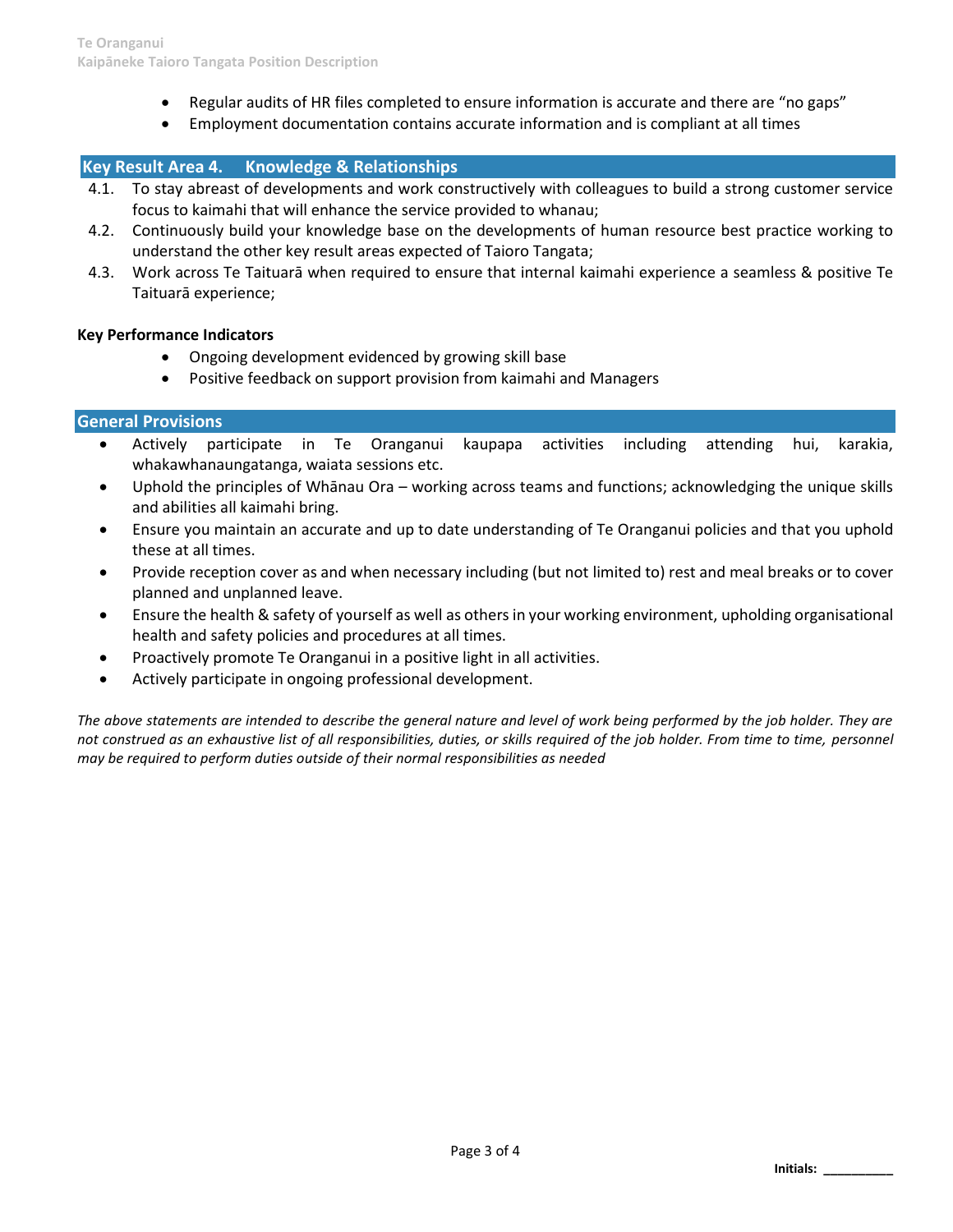- Regular audits of HR files completed to ensure information is accurate and there are “no gaps”
- Employment documentation contains accurate information and is compliant at all times

## Key Result Area 4. Knowledge & Relationships

4.1. To stay abreast of developments and work constructively with colleagues to build a strong customer service focus to kaimahi that will enhance the service provided to whanau;

4.2. Continuously build your knowledge base on the developments of human resource best practice working to understand the other key result areas expected of Taioro Tangata;

4.3. Work across Te Taituarā when required to ensure that internal kaimahi experience a seamless & positive Te Taituarā experience;

**Key Performance Indicators**

- Ongoing development evidenced by growing skill base
- Positive feedback on support provision from kaimahi and Managers

## General Provisions

- Actively participate in Te Oranganui kaupapa activities including attending hui, karakia, whakawhanaungatanga, waiata sessions etc.
- Uphold the principles of Whānau Ora – working across teams and functions; acknowledging the unique skills and abilities all kaimahi bring.
- Ensure you maintain an accurate and up to date understanding of Te Oranganui policies and that you uphold these at all times.
- Provide reception cover as and when necessary including (but not limited to) rest and meal breaks or to cover planned and unplanned leave.
- Ensure the health & safety of yourself as well as others in your working environment, upholding organisational health and safety policies and procedures at all times.
- Proactively promote Te Oranganui in a positive light in all activities.
- Actively participate in ongoing professional development.

*The above statements are intended to describe the general nature and level of work being performed by the job holder. They are not construed as an exhaustive list of all responsibilities, duties, or skills required of the job holder. From time to time, personnel may be required to perform duties outside of their normal responsibilities as needed*

**Initials:** __________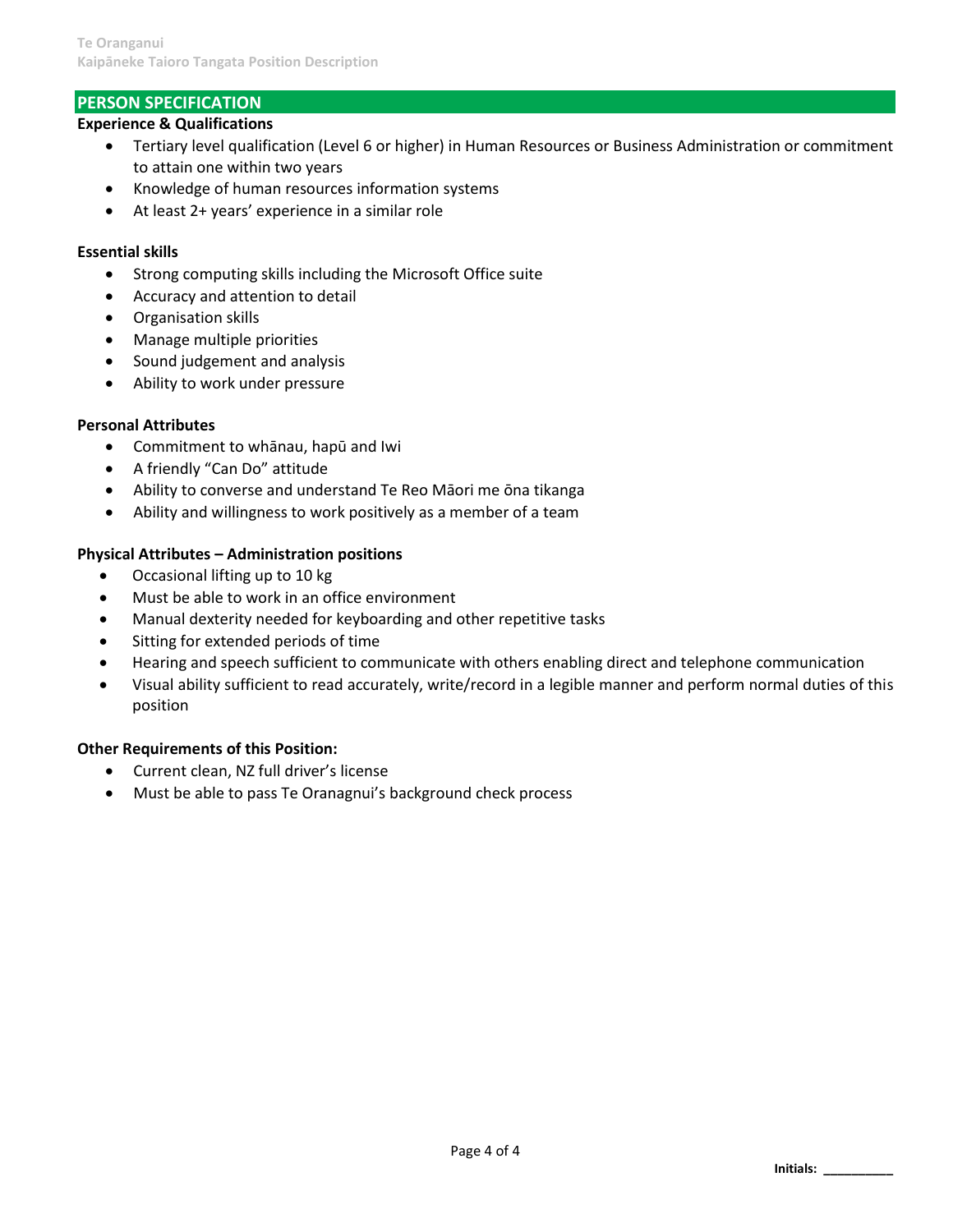## PERSON SPECIFICATION

**Experience & Qualifications**

- Tertiary level qualification (Level 6 or higher) in Human Resources or Business Administration or commitment to attain one within two years
- Knowledge of human resources information systems
- At least 2+ years' experience in a similar role

**Essential skills**

- Strong computing skills including the Microsoft Office suite
- Accuracy and attention to detail
- Organisation skills
- Manage multiple priorities
- Sound judgement and analysis
- Ability to work under pressure

**Personal Attributes**

- Commitment to whānau, hapū and Iwi
- A friendly "Can Do" attitude
- Ability to converse and understand Te Reo Māori me ōna tikanga
- Ability and willingness to work positively as a member of a team

**Physical Attributes – Administration positions**

- Occasional lifting up to 10 kg
- Must be able to work in an office environment
- Manual dexterity needed for keyboarding and other repetitive tasks
- Sitting for extended periods of time
- Hearing and speech sufficient to communicate with others enabling direct and telephone communication
- Visual ability sufficient to read accurately, write/record in a legible manner and perform normal duties of this position

**Other Requirements of this Position:**

- Current clean, NZ full driver's license
- Must be able to pass Te Oranagnui's background check process

**Initials:** __________